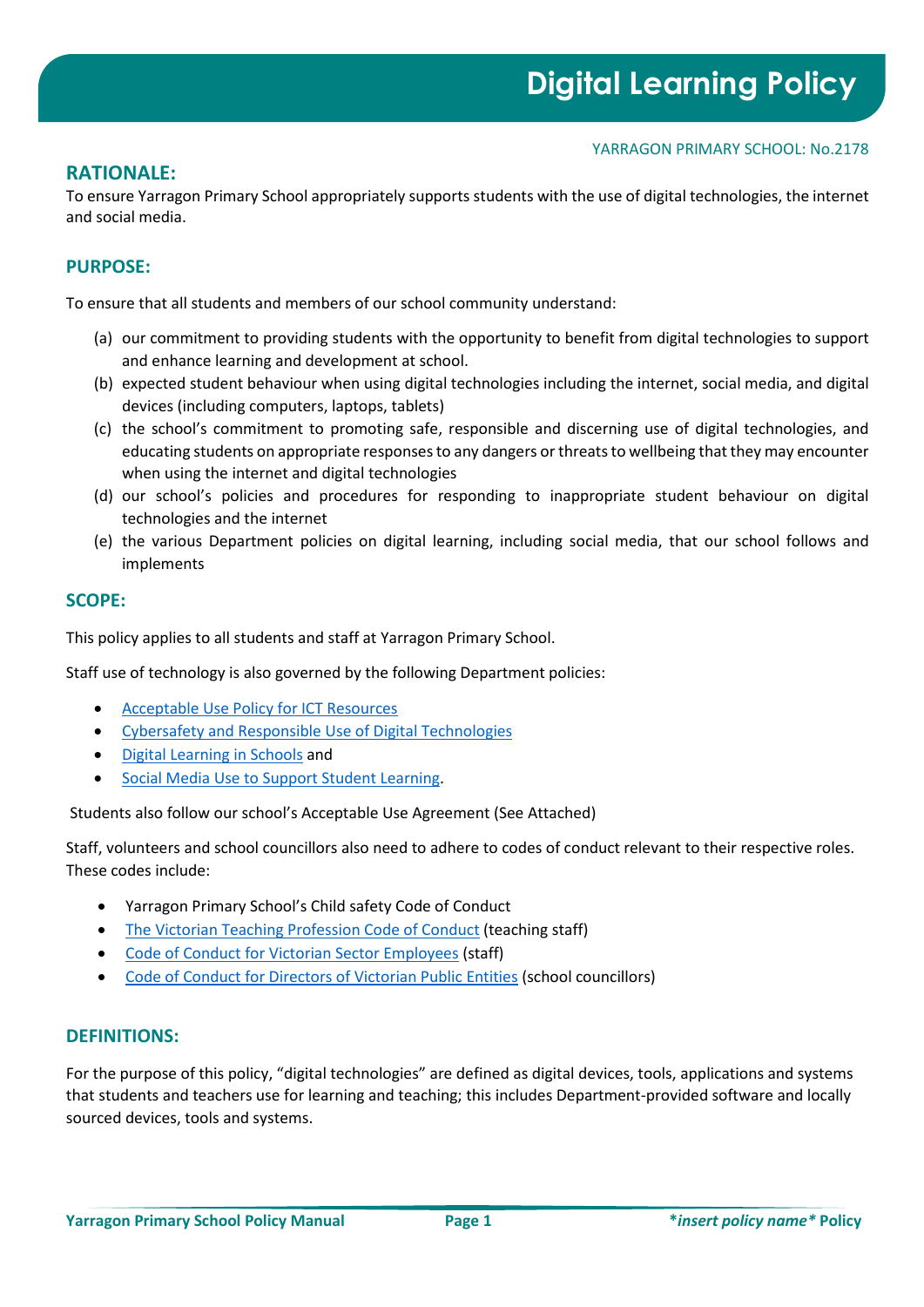# Digital Learning Policy

YARRAGON PRIMARY SCHOOL: No.2178

## RATIONALE:

To ensure Yarragon Primary School appropriately supports students with the use of digital technologies, the internet and social media.

## PURPOSE:

To ensure that all students and members of our school community understand:

(a) our commitment to providing students with the opportunity to benefit from digital technologies to support and enhance learning and development at school.

(b) expected student behaviour when using digital technologies including the internet, social media, and digital devices (including computers, laptops, tablets)

(c) the school's commitment to promoting safe, responsible and discerning use of digital technologies, and educating students on appropriate responses to any dangers or threats to wellbeing that they may encounter when using the internet and digital technologies

(d) our school's policies and procedures for responding to inappropriate student behaviour on digital technologies and the internet

(e) the various Department policies on digital learning, including social media, that our school follows and implements

## SCOPE:

This policy applies to all students and staff at Yarragon Primary School.

Staff use of technology is also governed by the following Department policies:

- Acceptable Use Policy for ICT Resources
- Cybersafety and Responsible Use of Digital Technologies
- Digital Learning in Schools and
- Social Media Use to Support Student Learning.

Students also follow our school's Acceptable Use Agreement (See Attached)

Staff, volunteers and school councillors also need to adhere to codes of conduct relevant to their respective roles. These codes include:

- Yarragon Primary School's Child safety Code of Conduct
- The Victorian Teaching Profession Code of Conduct (teaching staff)
- Code of Conduct for Victorian Sector Employees (staff)
- Code of Conduct for Directors of Victorian Public Entities (school councillors)

## DEFINITIONS:

For the purpose of this policy, "digital technologies" are defined as digital devices, tools, applications and systems that students and teachers use for learning and teaching; this includes Department-provided software and locally sourced devices, tools and systems.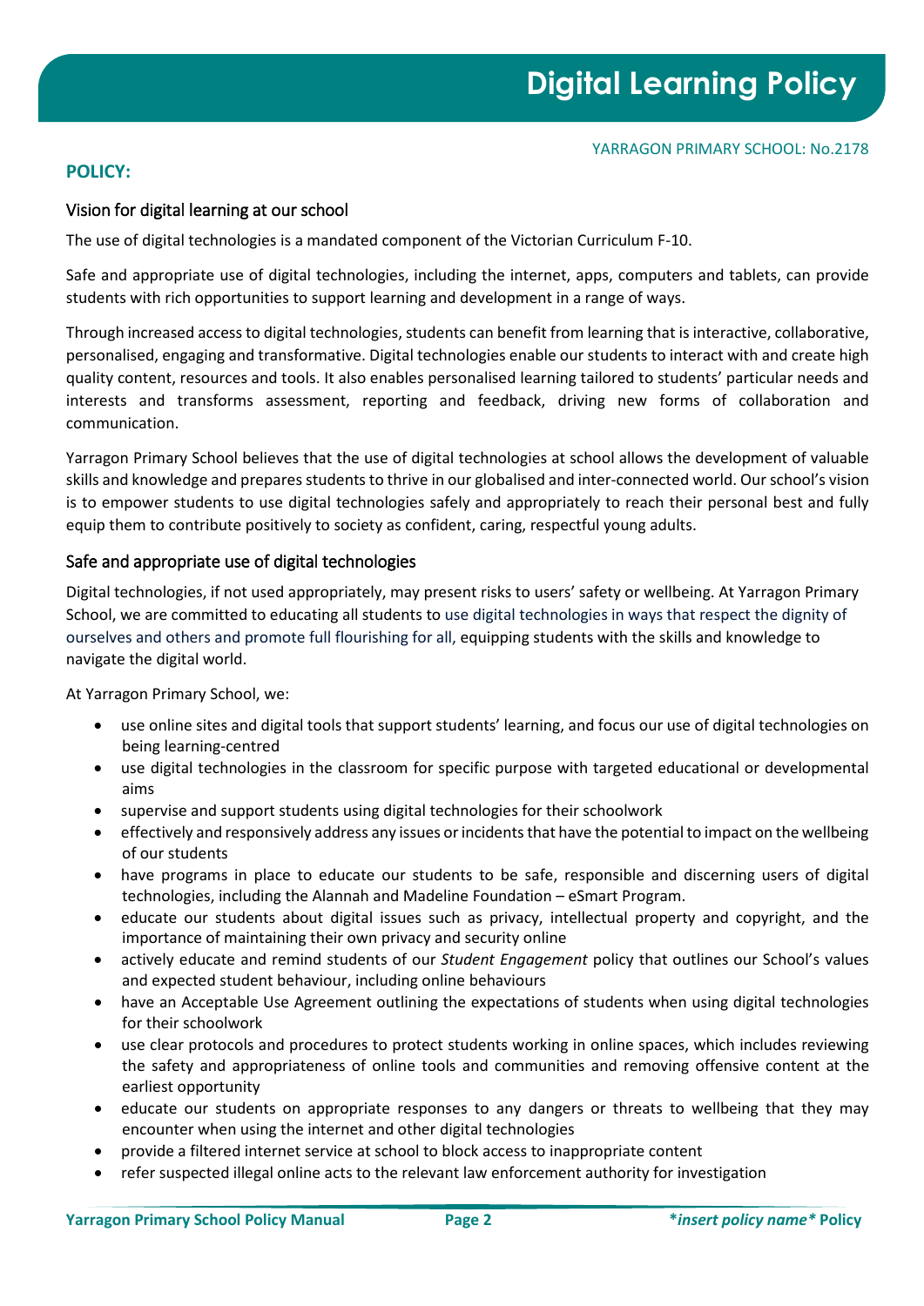# Digital Learning Policy

YARRAGON PRIMARY SCHOOL: No.2178

## POLICY:

### Vision for digital learning at our school

The use of digital technologies is a mandated component of the Victorian Curriculum F-10.

Safe and appropriate use of digital technologies, including the internet, apps, computers and tablets, can provide students with rich opportunities to support learning and development in a range of ways.

Through increased access to digital technologies, students can benefit from learning that is interactive, collaborative, personalised, engaging and transformative. Digital technologies enable our students to interact with and create high quality content, resources and tools. It also enables personalised learning tailored to students' particular needs and interests and transforms assessment, reporting and feedback, driving new forms of collaboration and communication.

Yarragon Primary School believes that the use of digital technologies at school allows the development of valuable skills and knowledge and prepares students to thrive in our globalised and inter-connected world. Our school's vision is to empower students to use digital technologies safely and appropriately to reach their personal best and fully equip them to contribute positively to society as confident, caring, respectful young adults.

### Safe and appropriate use of digital technologies

Digital technologies, if not used appropriately, may present risks to users' safety or wellbeing. At Yarragon Primary School, we are committed to educating all students to use digital technologies in ways that respect the dignity of ourselves and others and promote full flourishing for all, equipping students with the skills and knowledge to navigate the digital world.

At Yarragon Primary School, we:

- use online sites and digital tools that support students' learning, and focus our use of digital technologies on being learning-centred
- use digital technologies in the classroom for specific purpose with targeted educational or developmental aims
- supervise and support students using digital technologies for their schoolwork
- effectively and responsively address any issues or incidents that have the potential to impact on the wellbeing of our students
- have programs in place to educate our students to be safe, responsible and discerning users of digital technologies, including the Alannah and Madeline Foundation – eSmart Program.
- educate our students about digital issues such as privacy, intellectual property and copyright, and the importance of maintaining their own privacy and security online
- actively educate and remind students of our *Student Engagement* policy that outlines our School's values and expected student behaviour, including online behaviours
- have an Acceptable Use Agreement outlining the expectations of students when using digital technologies for their schoolwork
- use clear protocols and procedures to protect students working in online spaces, which includes reviewing the safety and appropriateness of online tools and communities and removing offensive content at the earliest opportunity
- educate our students on appropriate responses to any dangers or threats to wellbeing that they may encounter when using the internet and other digital technologies
- provide a filtered internet service at school to block access to inappropriate content
- refer suspected illegal online acts to the relevant law enforcement authority for investigation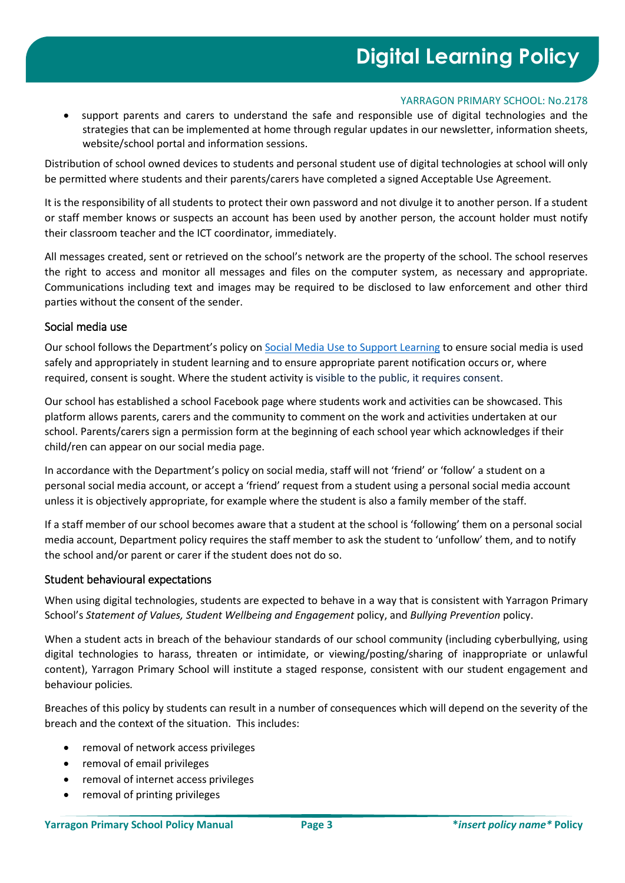- support parents and carers to understand the safe and responsible use of digital technologies and the strategies that can be implemented at home through regular updates in our newsletter, information sheets, website/school portal and information sessions.

Distribution of school owned devices to students and personal student use of digital technologies at school will only be permitted where students and their parents/carers have completed a signed Acceptable Use Agreement.

It is the responsibility of all students to protect their own password and not divulge it to another person. If a student or staff member knows or suspects an account has been used by another person, the account holder must notify their classroom teacher and the ICT coordinator, immediately.

All messages created, sent or retrieved on the school's network are the property of the school. The school reserves the right to access and monitor all messages and files on the computer system, as necessary and appropriate. Communications including text and images may be required to be disclosed to law enforcement and other third parties without the consent of the sender.

### Social media use

Our school follows the Department's policy on [Social Media Use to Support Learning](#) to ensure social media is used safely and appropriately in student learning and to ensure appropriate parent notification occurs or, where required, consent is sought. Where the student activity is visible to the public, it requires consent.

Our school has established a school Facebook page where students work and activities can be showcased. This platform allows parents, carers and the community to comment on the work and activities undertaken at our school. Parents/carers sign a permission form at the beginning of each school year which acknowledges if their child/ren can appear on our social media page.

In accordance with the Department's policy on social media, staff will not 'friend' or 'follow' a student on a personal social media account, or accept a 'friend' request from a student using a personal social media account unless it is objectively appropriate, for example where the student is also a family member of the staff.

If a staff member of our school becomes aware that a student at the school is 'following' them on a personal social media account, Department policy requires the staff member to ask the student to 'unfollow' them, and to notify the school and/or parent or carer if the student does not do so.

### Student behavioural expectations

When using digital technologies, students are expected to behave in a way that is consistent with Yarragon Primary School's *Statement of Values, Student Wellbeing and Engagement* policy, and *Bullying Prevention* policy.

When a student acts in breach of the behaviour standards of our school community (including cyberbullying, using digital technologies to harass, threaten or intimidate, or viewing/posting/sharing of inappropriate or unlawful content), Yarragon Primary School will institute a staged response, consistent with our student engagement and behaviour policies.

Breaches of this policy by students can result in a number of consequences which will depend on the severity of the breach and the context of the situation. This includes:

- removal of network access privileges
- removal of email privileges
- removal of internet access privileges
- removal of printing privileges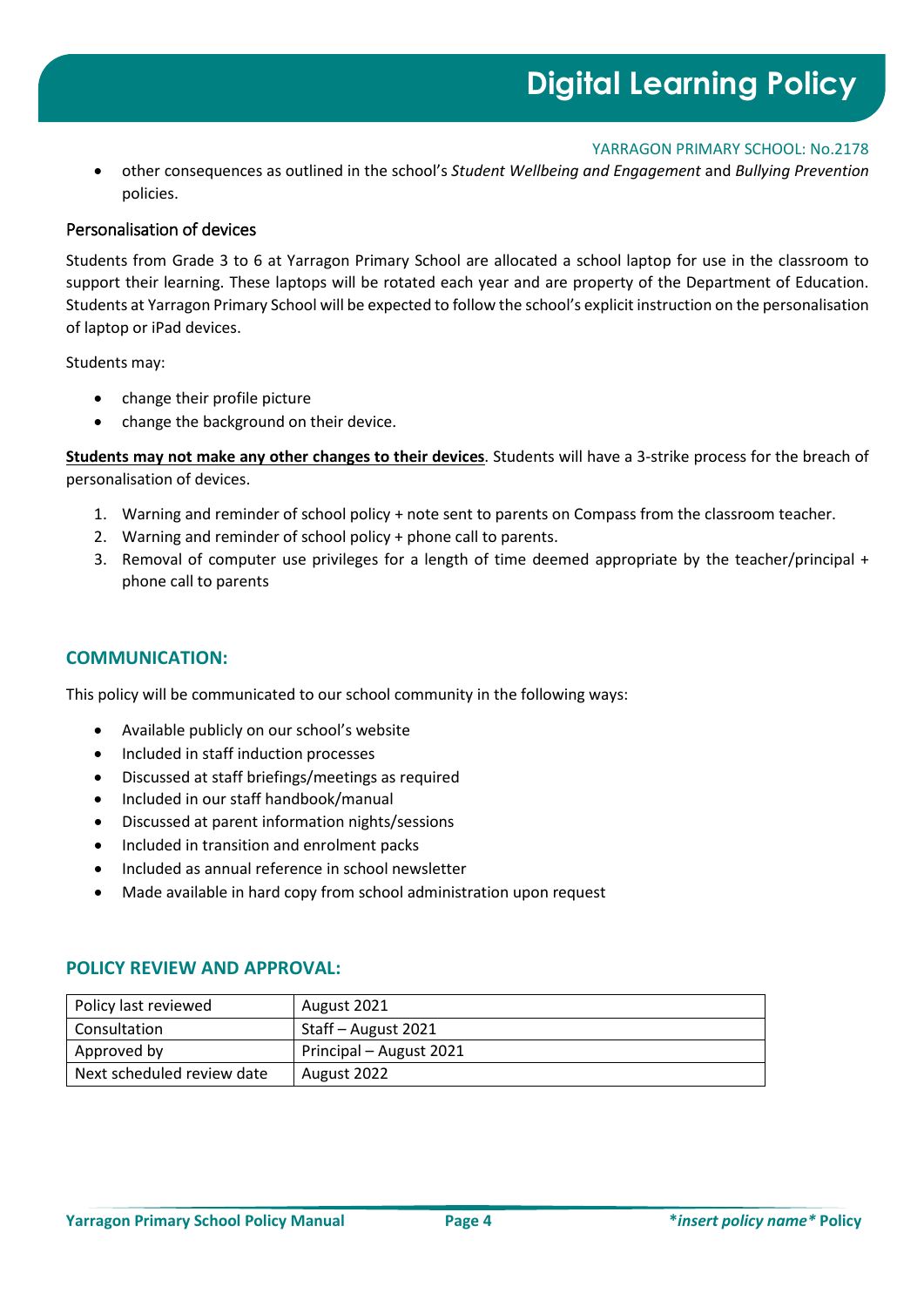- other consequences as outlined in the school's *Student Wellbeing and Engagement* and *Bullying Prevention* policies.

### Personalisation of devices

Students from Grade 3 to 6 at Yarragon Primary School are allocated a school laptop for use in the classroom to support their learning. These laptops will be rotated each year and are property of the Department of Education. Students at Yarragon Primary School will be expected to follow the school's explicit instruction on the personalisation of laptop or iPad devices.

Students may:

- change their profile picture
- change the background on their device.

**Students may not make any other changes to their devices**. Students will have a 3-strike process for the breach of personalisation of devices.

1. Warning and reminder of school policy + note sent to parents on Compass from the classroom teacher.
2. Warning and reminder of school policy + phone call to parents.
3. Removal of computer use privileges for a length of time deemed appropriate by the teacher/principal + phone call to parents

## COMMUNICATION:

This policy will be communicated to our school community in the following ways:

- Available publicly on our school's website
- Included in staff induction processes
- Discussed at staff briefings/meetings as required
- Included in our staff handbook/manual
- Discussed at parent information nights/sessions
- Included in transition and enrolment packs
- Included as annual reference in school newsletter
- Made available in hard copy from school administration upon request

## POLICY REVIEW AND APPROVAL:

| | |
|---|---|
| Policy last reviewed | August 2021 |
| Consultation | Staff – August 2021 |
| Approved by | Principal – August 2021 |
| Next scheduled review date | August 2022 |